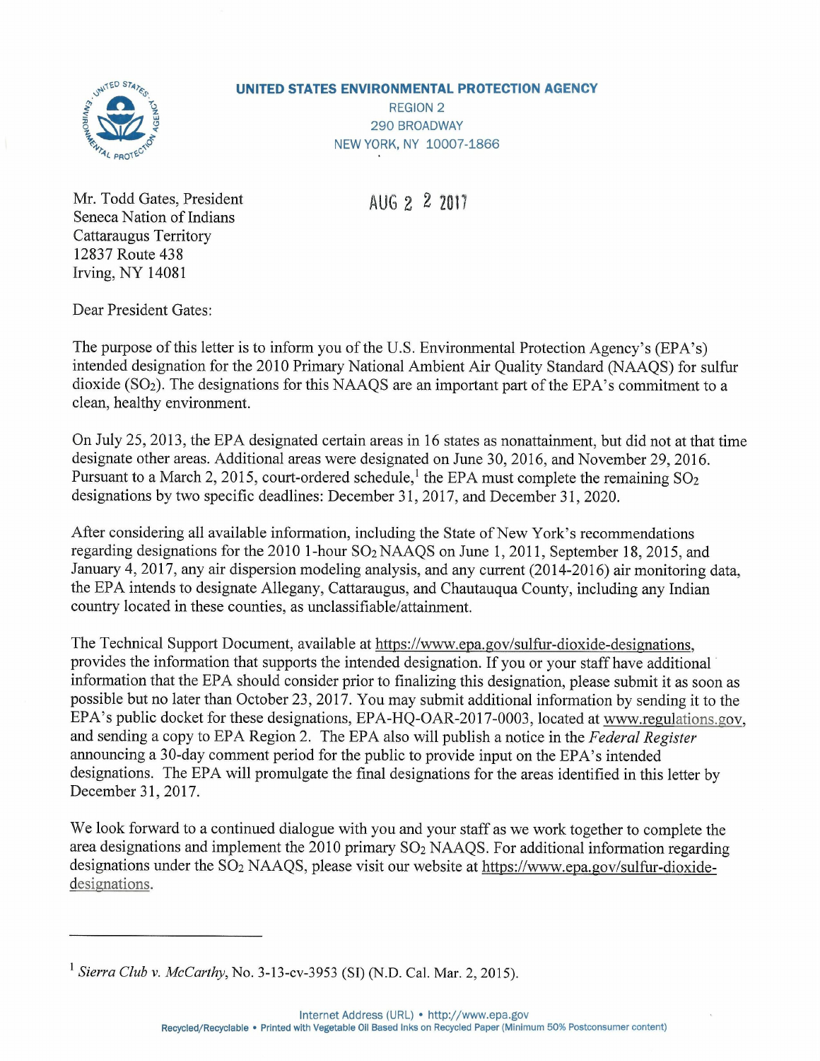**UNITED STATES ENVIRONMENTAL PROTECTION AGENCY**
REGION 2
290 BROADWAY
NEW YORK, NY 10007-1866

Mr. Todd Gates, President
Seneca Nation of Indians
Cattaraugus Territory
12837 Route 438
Irving, NY 14081

AUG 2 2 2017

Dear President Gates:

The purpose of this letter is to inform you of the U.S. Environmental Protection Agency's (EPA's) intended designation for the 2010 Primary National Ambient Air Quality Standard (NAAQS) for sulfur dioxide ($SO_2$). The designations for this NAAQS are an important part of the EPA's commitment to a clean, healthy environment.

On July 25, 2013, the EPA designated certain areas in 16 states as nonattainment, but did not at that time designate other areas. Additional areas were designated on June 30, 2016, and November 29, 2016. Pursuant to a March 2, 2015, court-ordered schedule,[1] the EPA must complete the remaining $SO_2$ designations by two specific deadlines: December 31, 2017, and December 31, 2020.

After considering all available information, including the State of New York's recommendations regarding designations for the 2010 1-hour $SO_2$ NAAQS on June 1, 2011, September 18, 2015, and January 4, 2017, any air dispersion modeling analysis, and any current (2014-2016) air monitoring data, the EPA intends to designate Allegany, Cattaraugus, and Chautauqua County, including any Indian country located in these counties, as unclassifiable/attainment.

The Technical Support Document, available at https://www.epa.gov/sulfur-dioxide-designations, provides the information that supports the intended designation. If you or your staff have additional information that the EPA should consider prior to finalizing this designation, please submit it as soon as possible but no later than October 23, 2017. You may submit additional information by sending it to the EPA's public docket for these designations, EPA-HQ-OAR-2017-0003, located at www.regulations.gov, and sending a copy to EPA Region 2. The EPA also will publish a notice in the *Federal Register* announcing a 30-day comment period for the public to provide input on the EPA's intended designations. The EPA will promulgate the final designations for the areas identified in this letter by December 31, 2017.

We look forward to a continued dialogue with you and your staff as we work together to complete the area designations and implement the 2010 primary $SO_2$ NAAQS. For additional information regarding designations under the $SO_2$ NAAQS, please visit our website at https://www.epa.gov/sulfur-dioxide-designations.

---

[1] *Sierra Club v. McCarthy*, No. 3-13-cv-3953 (SI) (N.D. Cal. Mar. 2, 2015).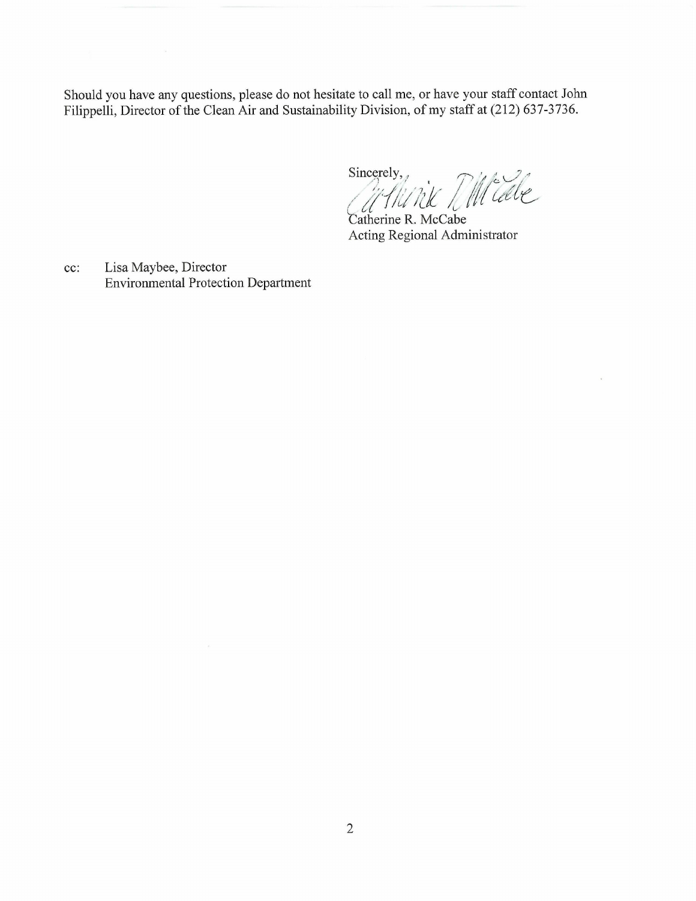Should you have any questions, please do not hesitate to call me, or have your staff contact John Filippelli, Director of the Clean Air and Sustainability Division, of my staff at (212) 637-3736.

Sincerely,

Catherine R. McCabe
Acting Regional Administrator

cc: Lisa Maybee, Director
Environmental Protection Department